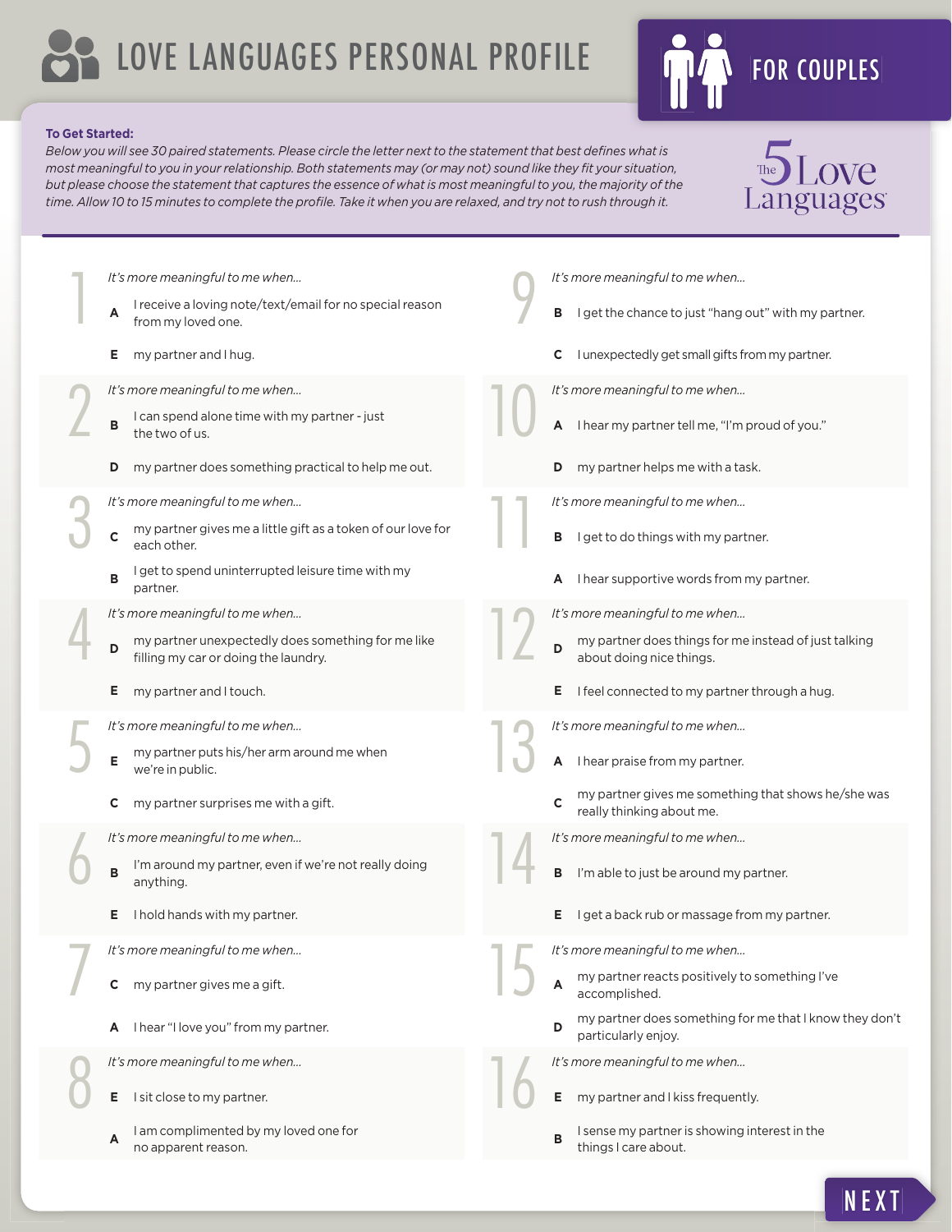# LOVE LANGUAGES PERSONAL PROFILE

**FOR COUPLES**

The 5 Love Languages

**To Get Started:**

*Below you will see 30 paired statements. Please circle the letter next to the statement that best defines what is most meaningful to you in your relationship. Both statements may (or may not) sound like they fit your situation, but please choose the statement that captures the essence of what is most meaningful to you, the majority of the time. Allow 10 to 15 minutes to complete the profile. Take it when you are relaxed, and try not to rush through it.*

**1** *It's more meaningful to me when...*

- **A** I receive a loving note/text/email for no special reason from my loved one.
- **E** my partner and I hug.

**2** *It's more meaningful to me when...*

- **B** I can spend alone time with my partner - just the two of us.
- **D** my partner does something practical to help me out.

**3** *It's more meaningful to me when...*

- **C** my partner gives me a little gift as a token of our love for each other.
- **B** I get to spend uninterrupted leisure time with my partner.

**4** *It's more meaningful to me when...*

- **D** my partner unexpectedly does something for me like filling my car or doing the laundry.
- **E** my partner and I touch.

**5** *It's more meaningful to me when...*

- **E** my partner puts his/her arm around me when we're in public.
- **C** my partner surprises me with a gift.

**6** *It's more meaningful to me when...*

- **B** I'm around my partner, even if we're not really doing anything.
- **E** I hold hands with my partner.

**7** *It's more meaningful to me when...*

- **C** my partner gives me a gift.
- **A** I hear "I love you" from my partner.

**8** *It's more meaningful to me when...*

- **E** I sit close to my partner.
- **A** I am complimented by my loved one for no apparent reason.

**9** *It's more meaningful to me when...*

- **B** I get the chance to just "hang out" with my partner.
- **C** I unexpectedly get small gifts from my partner.

**10** *It's more meaningful to me when...*

- **A** I hear my partner tell me, "I'm proud of you."
- **D** my partner helps me with a task.

**11** *It's more meaningful to me when...*

- **B** I get to do things with my partner.
- **A** I hear supportive words from my partner.

**12** *It's more meaningful to me when...*

- **D** my partner does things for me instead of just talking about doing nice things.
- **E** I feel connected to my partner through a hug.

**13** *It's more meaningful to me when...*

- **A** I hear praise from my partner.
- **C** my partner gives me something that shows he/she was really thinking about me.

**14** *It's more meaningful to me when...*

- **B** I'm able to just be around my partner.
- **E** I get a back rub or massage from my partner.

**15** *It's more meaningful to me when...*

- **A** my partner reacts positively to something I've accomplished.
- **D** my partner does something for me that I know they don't particularly enjoy.

**16** *It's more meaningful to me when...*

- **E** my partner and I kiss frequently.
- **B** I sense my partner is showing interest in the things I care about.

NEXT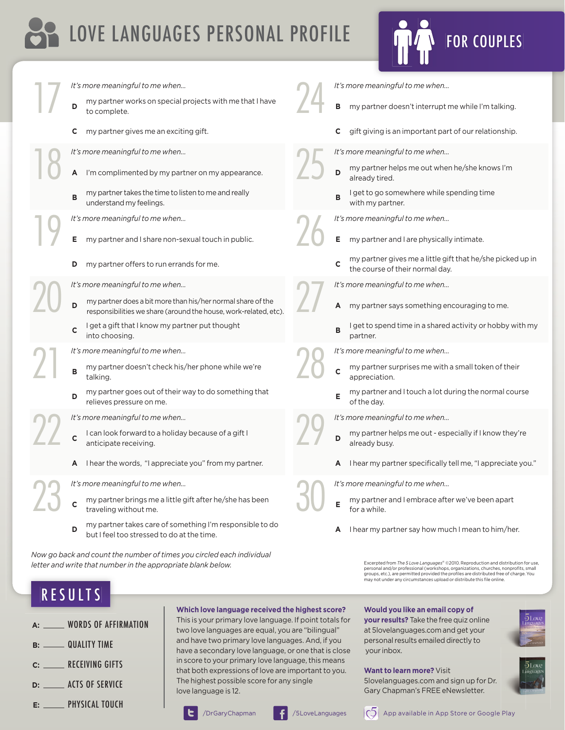# LOVE LANGUAGES PERSONAL PROFILE

## FOR COUPLES

**17** *It's more meaningful to me when...*

- **D** my partner works on special projects with me that I have to complete.
- **C** my partner gives me an exciting gift.

**18** *It's more meaningful to me when...*

- **A** I'm complimented by my partner on my appearance.
- **B** my partner takes the time to listen to me and really understand my feelings.

**19** *It's more meaningful to me when...*

- **E** my partner and I share non-sexual touch in public.
- **D** my partner offers to run errands for me.

**20** *It's more meaningful to me when...*

- **D** my partner does a bit more than his/her normal share of the responsibilities we share (around the house, work-related, etc).
- **C** I get a gift that I know my partner put thought into choosing.

**21** *It's more meaningful to me when...*

- **B** my partner doesn't check his/her phone while we're talking.
- **D** my partner goes out of their way to do something that relieves pressure on me.

**22** *It's more meaningful to me when...*

- **C** I can look forward to a holiday because of a gift I anticipate receiving.
- **A** I hear the words, "I appreciate you" from my partner.

**23** *It's more meaningful to me when...*

- **C** my partner brings me a little gift after he/she has been traveling without me.
- **D** my partner takes care of something I'm responsible to do but I feel too stressed to do at the time.

**24** *It's more meaningful to me when...*

- **B** my partner doesn't interrupt me while I'm talking.
- **C** gift giving is an important part of our relationship.

**25** *It's more meaningful to me when...*

- **D** my partner helps me out when he/she knows I'm already tired.
- **B** I get to go somewhere while spending time with my partner.

**26** *It's more meaningful to me when...*

- **E** my partner and I are physically intimate.
- **C** my partner gives me a little gift that he/she picked up in the course of their normal day.

**27** *It's more meaningful to me when...*

- **A** my partner says something encouraging to me.
- **B** I get to spend time in a shared activity or hobby with my partner.

**28** *It's more meaningful to me when...*

- **C** my partner surprises me with a small token of their appreciation.
- **E** my partner and I touch a lot during the normal course of the day.

**29** *It's more meaningful to me when...*

- **D** my partner helps me out - especially if I know they're already busy.
- **A** I hear my partner specifically tell me, "I appreciate you."

**30** *It's more meaningful to me when...*

- **E** my partner and I embrace after we've been apart for a while.
- **A** I hear my partner say how much I mean to him/her.

*Now go back and count the number of times you circled each individual letter and write that number in the appropriate blank below.*

Excerpted from *The 5 Love Languages*® ©2010. Reproduction and distribution for use, personal and/or professional (workshops, organizations, churches, nonprofits, small groups, etc.), are permitted provided the profiles are distributed free of charge. You may not under any circumstances upload or distribute this file online.

## RESULTS

A: _____ WORDS OF AFFIRMATION

B: _____ QUALITY TIME

C: _____ RECEIVING GIFTS

D: _____ ACTS OF SERVICE

E: _____ PHYSICAL TOUCH

**Which love language received the highest score?** This is your primary love language. If point totals for two love languages are equal, you are "bilingual" and have two primary love languages. And, if you have a secondary love language, or one that is close in score to your primary love language, this means that both expressions of love are important to you. The highest possible score for any single love language is 12.

**Would you like an email copy of your results?** Take the free quiz online at 5lovelanguages.com and get your personal results emailed directly to your inbox.

**Want to learn more?** Visit 5lovelanguages.com and sign up for Dr. Gary Chapman's FREE eNewsletter.

/DrGaryChapman /5LoveLanguages App available in App Store or Google Play